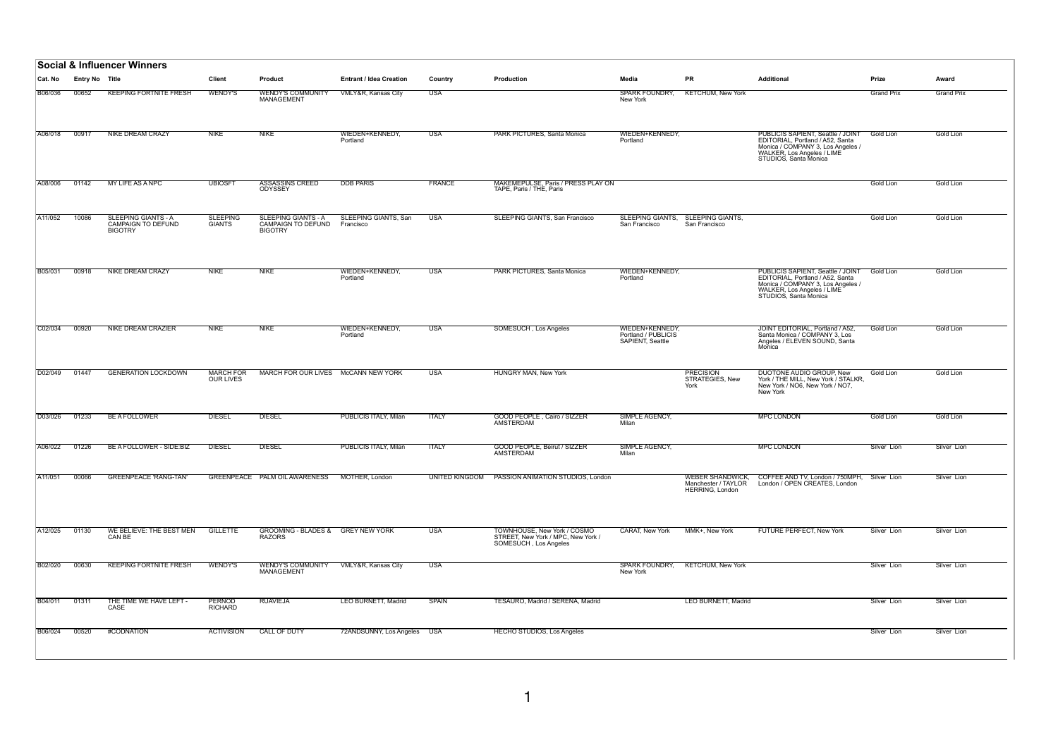## Social & Influencer Winners

| Cat. No | Entry No | Title | Client | Product | Entrant / Idea Creation | Country | Production | Media | PR | Additional | Prize | Award |
|---|---|---|---|---|---|---|---|---|---|---|---|---|
| B06/036 | 00652 | KEEPING FORTNITE FRESH | WENDY'S | WENDY'S COMMUNITY MANAGEMENT | VMLY&R, Kansas City | USA | | SPARK FOUNDRY, New York | KETCHUM, New York | | Grand Prix | Grand Prix |
| A06/018 | 00917 | NIKE DREAM CRAZY | NIKE | NIKE | WIEDEN+KENNEDY, Portland | USA | PARK PICTURES, Santa Monica | WIEDEN+KENNEDY, Portland | | PUBLICIS SAPIENT, Seattle / JOINT EDITORIAL, Portland / A52, Santa Monica / COMPANY 3, Los Angeles / WALKER, Los Angeles / LIME STUDIOS, Santa Monica | Gold Lion | Gold Lion |
| A08/006 | 01142 | MY LIFE AS A NPC | UBIOSFT | ASSASSINS CREED ODYSSEY | DDB PARIS | FRANCE | MAKEMEPULSE, Paris / PRESS PLAY ON TAPE, Paris / THE, Paris | | | | Gold Lion | Gold Lion |
| A11/052 | 10086 | SLEEPING GIANTS - A CAMPAIGN TO DEFUND BIGOTRY | SLEEPING GIANTS | SLEEPING GIANTS - A CAMPAIGN TO DEFUND BIGOTRY | SLEEPING GIANTS, San Francisco | USA | SLEEPING GIANTS, San Francisco | SLEEPING GIANTS, San Francisco | SLEEPING GIANTS, San Francisco | | Gold Lion | Gold Lion |
| B05/031 | 00918 | NIKE DREAM CRAZY | NIKE | NIKE | WIEDEN+KENNEDY, Portland | USA | PARK PICTURES, Santa Monica | WIEDEN+KENNEDY, Portland | | PUBLICIS SAPIENT, Seattle / JOINT EDITORIAL, Portland / A52, Santa Monica / COMPANY 3, Los Angeles / WALKER, Los Angeles / LIME STUDIOS, Santa Monica | Gold Lion | Gold Lion |
| C02/034 | 00920 | NIKE DREAM CRAZIER | NIKE | NIKE | WIEDEN+KENNEDY, Portland | USA | SOMESUCH , Los Angeles | WIEDEN+KENNEDY, Portland / PUBLICIS SAPIENT, Seattle | | JOINT EDITORIAL, Portland / A52, Santa Monica / COMPANY 3, Los Angeles / ELEVEN SOUND, Santa Monica | Gold Lion | Gold Lion |
| D02/049 | 01447 | GENERATION LOCKDOWN | MARCH FOR OUR LIVES | MARCH FOR OUR LIVES | McCANN NEW YORK | USA | HUNGRY MAN, New York | | PRECISION STRATEGIES, New York | DUOTONE AUDIO GROUP, New York / THE MILL, New York / STALKR, New York / NO6, New York / NO7, New York | Gold Lion | Gold Lion |
| D03/026 | 01233 | BE A FOLLOWER | DIESEL | DIESEL | PUBLICIS ITALY, Milan | ITALY | GOOD PEOPLE , Cairo / SIZZER AMSTERDAM | SIMPLE AGENCY, Milan | | MPC LONDON | Gold Lion | Gold Lion |
| A06/022 | 01226 | BE A FOLLOWER - SIDE:BIZ | DIESEL | DIESEL | PUBLICIS ITALY, Milan | ITALY | GOOD PEOPLE, Beirut / SIZZER AMSTERDAM | SIMPLE AGENCY, Milan | | MPC LONDON | Silver Lion | Silver Lion |
| A11/051 | 00066 | GREENPEACE 'RANG-TAN' | GREENPEACE | PALM OIL AWARENESS | MOTHER, London | UNITED KINGDOM | PASSION ANIMATION STUDIOS, London | | WEBER SHANDWICK, Manchester / TAYLOR HERRING, London | COFFEE AND TV, London / 750MPH, London / OPEN CREATES, London | Silver Lion | Silver Lion |
| A12/025 | 01130 | WE BELIEVE: THE BEST MEN CAN BE | GILLETTE | GROOMING - BLADES & RAZORS | GREY NEW YORK | USA | TOWNHOUSE, New York / COSMO STREET, New York / MPC, New York / SOMESUCH , Los Angeles | CARAT, New York | MMK+, New York | FUTURE PERFECT, New York | Silver Lion | Silver Lion |
| B02/020 | 00630 | KEEPING FORTNITE FRESH | WENDY'S | WENDY'S COMMUNITY MANAGEMENT | VMLY&R, Kansas City | USA | | SPARK FOUNDRY, New York | KETCHUM, New York | | Silver Lion | Silver Lion |
| B04/011 | 01311 | THE TIME WE HAVE LEFT - CASE | PERNOD RICHARD | RUAVIEJA | LEO BURNETT, Madrid | SPAIN | TESAURO, Madrid / SERENA, Madrid | | LEO BURNETT, Madrid | | Silver Lion | Silver Lion |
| B06/024 | 00520 | #CODNATION | ACTIVISION | CALL OF DUTY | 72ANDSUNNY, Los Angeles | USA | HECHO STUDIOS, Los Angeles | | | | Silver Lion | Silver Lion |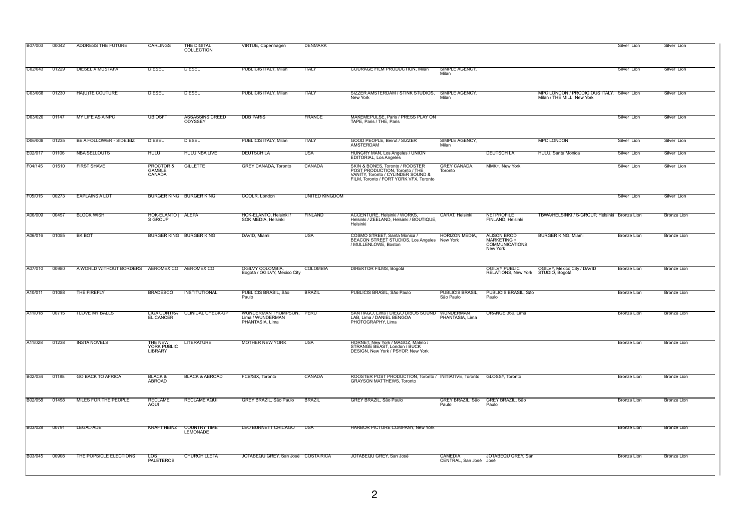| | | | | | | | | | | | | |
|---|---|---|---|---|---|---|---|---|---|---|---|---|
| B07/003 | 00042 | ADDRESS THE FUTURE | CARLINGS | THE DIGITAL COLLECTION | VIRTUE, Copenhagen | DENMARK | | | | | Silver Lion | Silver Lion |
| C02/043 | 01229 | DIESEL X MUSTAFA | DIESEL | DIESEL | PUBLICIS ITALY, Milan | ITALY | COURAGE FILM PRODUCTION, Milan | SIMPLE AGENCY, Milan | | | Silver Lion | Silver Lion |
| C03/068 | 01230 | HA(U)TE COUTURE | DIESEL | DIESEL | PUBLICIS ITALY, Milan | ITALY | SIZZER AMSTERDAM / STINK STUDIOS, New York | SIMPLE AGENCY, Milan | | MPC LONDON / PRODIGIOUS ITALY, Milan / THE MILL, New York | Silver Lion | Silver Lion |
| D03/020 | 01147 | MY LIFE AS A NPC | UBIOSFT | ASSASSINS CREED ODYSSEY | DDB PARIS | FRANCE | MAKEMEPULSE, Paris / PRESS PLAY ON TAPE, Paris / THE, Paris | | | | Silver Lion | Silver Lion |
| D06/008 | 01235 | BE A FOLLOWER - SIDE:BIZ | DIESEL | DIESEL | PUBLICIS ITALY, Milan | ITALY | GOOD PEOPLE, Beirut / SIZZER AMSTERDAM | SIMPLE AGENCY, Milan | | MPC LONDON | Silver Lion | Silver Lion |
| E02/017 | 01106 | NBA SELLOUTS | HULU | HULU NBA LIVE | DEUTSCH LA | USA | HUNGRY MAN, Los Angeles / UNION EDITORIAL, Los Angeles | | DEUTSCH LA | HULU, Santa Monica | Silver Lion | Silver Lion |
| F04/145 | 01510 | FIRST SHAVE | PROCTOR & GAMBLE CANADA | GILLETTE | GREY CANADA, Toronto | CANADA | SKIN & BONES, Toronto / ROOSTER POST PRODUCTION, Toronto / THE VANITY, Toronto / CYLINDER SOUND & FILM, Toronto / FORT YORK VFX, Toronto | GREY CANADA, Toronto | MMK+, New York | | Silver Lion | Silver Lion |
| F05/015 | 00273 | EXPLAINS A LOT | BURGER KING | BURGER KING | COOLR, London | UNITED KINGDOM | | | | | Silver Lion | Silver Lion |
| A06/009 | 00457 | BLOCK WISH | HOK-ELANTO \| S GROUP | ALEPA | HOK-ELANTO, Helsinki / SOK MEDIA, Helsinki | FINLAND | ACCENTURE, Helsinki / WORKS, Helsinki / ZEELAND, Helsinki / BOUTIQUE, Helsinki | CARAT, Helsinki | NETPROFILE FINLAND, Helsinki | TBWA\HELSINKI / S-GROUP, Helsinki | Bronze Lion | Bronze Lion |
| A06/016 | 01055 | BK BOT | BURGER KING | BURGER KING | DAVID, Miami | USA | COSMO STREET, Santa Monica / BEACON STREET STUDIOS, Los Angeles / MULLENLOWE, Boston | HORIZON MEDIA, New York | ALISON BROD MARKETING + COMMUNICATIONS, New York | BURGER KING, Miami | Bronze Lion | Bronze Lion |
| A07/010 | 00980 | A WORLD WITHOUT BORDERS | AEROMEXICO | AEROMEXICO | OGILVY COLOMBIA, Bogotá / OGILVY, Mexico City | COLOMBIA | DIREKTOR FILMS, Bogotá | | OGILVY PUBLIC RELATIONS, New York | OGILVY, Mexico City / DAVID STUDIO, Bogotá | Bronze Lion | Bronze Lion |
| A10/011 | 01088 | THE FIREFLY | BRADESCO | INSTITUTIONAL | PUBLICIS BRASIL, São Paulo | BRAZIL | PUBLICIS BRASIL, São Paulo | PUBLICIS BRASIL, São Paulo | PUBLICIS BRASIL, São Paulo | | Bronze Lion | Bronze Lion |
| A11/018 | 00715 | I LOVE MY BALLS | LIGA CONTRA EL CANCER | CLINICAL CHECK-UP | WUNDERMAN THOMPSON, Lima / WUNDERMAN PHANTASIA, Lima | PERU | SANTIAGO, Lima / DIEGO DIBOS SOUND LAB, Lima / DANIEL BENGOA PHOTOGRAPHY, Lima | WUNDERMAN PHANTASIA, Lima | ORANGE 360, Lima | | Bronze Lion | Bronze Lion |
| A11/028 | 01238 | INSTA NOVELS | THE NEW YORK PUBLIC LIBRARY | LITERATURE | MOTHER NEW YORK | USA | HORNET, New York / MAGOZ, Malmo / STRANGE BEAST, London / BUCK DESIGN, New York / PSYOP, New York | | | | Bronze Lion | Bronze Lion |
| B02/034 | 01188 | GO BACK TO AFRICA | BLACK & ABROAD | BLACK & ABROAD | FCB/SIX, Toronto | CANADA | ROOSTER POST PRODUCTION, Toronto / GRAYSON MATTHEWS, Toronto | INITIATIVE, Toronto | GLOSSY, Toronto | | Bronze Lion | Bronze Lion |
| B02/058 | 01458 | MILES FOR THE PEOPLE | RECLAME AQUI | RECLAME AQUI | GREY BRAZIL, São Paulo | BRAZIL | GREY BRAZIL, São Paulo | GREY BRAZIL, São Paulo | GREY BRAZIL, São Paulo | | Bronze Lion | Bronze Lion |
| B03/028 | 00791 | LEGAL-ADE | KRAFT HEINZ | COUNTRY TIME LEMONADE | LEO BURNETT CHICAGO | USA | HARBOR PICTURE COMPANY, New York | | | | Bronze Lion | Bronze Lion |
| B03/045 | 00908 | THE POPSICLE ELECTIONS | LOS PALETEROS | CHURCHILLETA | JOTABEQU GREY, San José | COSTA RICA | JOTABEQU GREY, San José | CAMEDIA CENTRAL, San José | JOTABEQU GREY, San José | | Bronze Lion | Bronze Lion |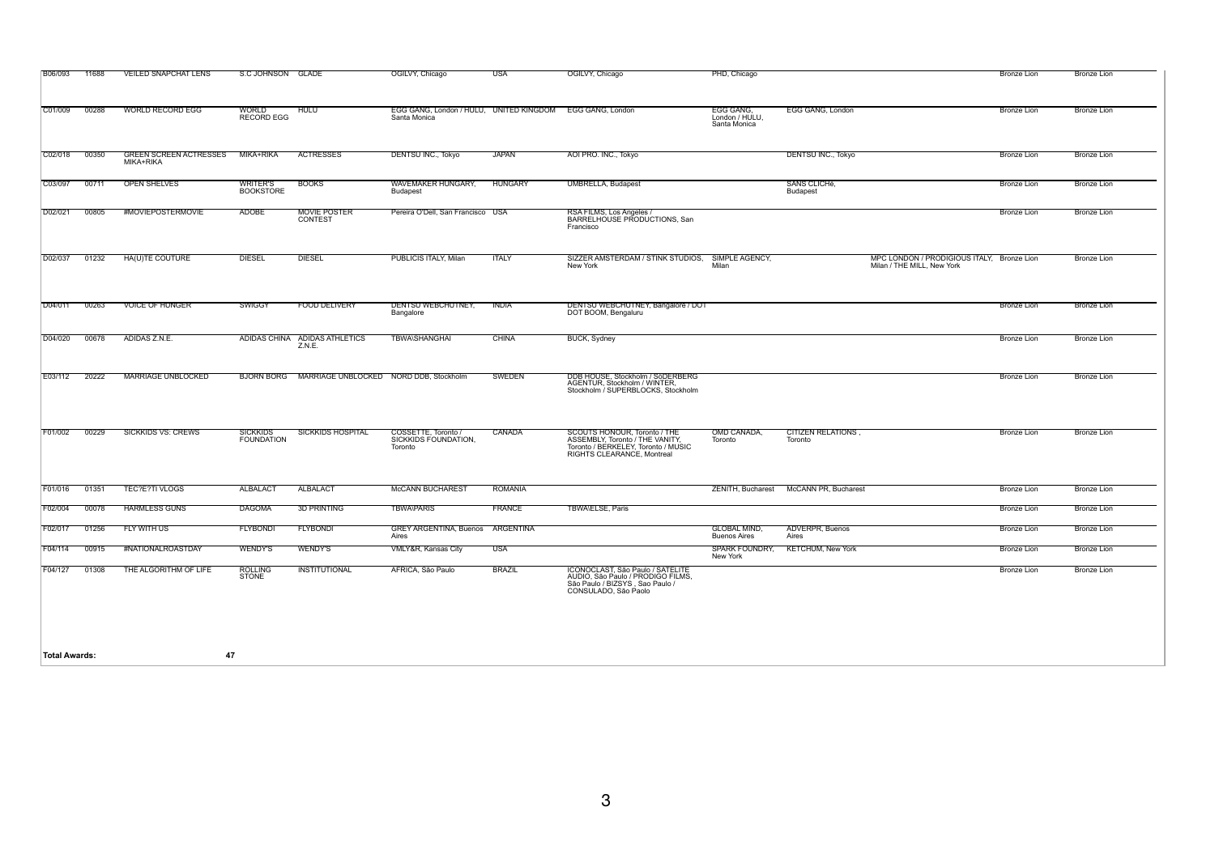| | | | | | | | | | | | | |
|---|---|---|---|---|---|---|---|---|---|---|---|---|
| B06/093 | 11688 | VEILED SNAPCHAT LENS | S.C JOHNSON | GLADE | OGILVY, Chicago | USA | OGILVY, Chicago | PHD, Chicago | | | Bronze Lion | Bronze Lion |
| C01/009 | 00288 | WORLD RECORD EGG | WORLD RECORD EGG | HULU | EGG GANG, London / HULU, Santa Monica | UNITED KINGDOM | EGG GANG, London | EGG GANG, London / HULU, Santa Monica | EGG GANG, London | | Bronze Lion | Bronze Lion |
| C02/018 | 00350 | GREEN SCREEN ACTRESSES MIKA+RIKA | MIKA+RIKA | ACTRESSES | DENTSU INC., Tokyo | JAPAN | AOI PRO. INC., Tokyo | | DENTSU INC., Tokyo | | Bronze Lion | Bronze Lion |
| C03/097 | 00711 | OPEN SHELVES | WRITER'S BOOKSTORE | BOOKS | WAVEMAKER HUNGARY, Budapest | HUNGARY | UMBRELLA, Budapest | | SANS CLICHé, Budapest | | Bronze Lion | Bronze Lion |
| D02/021 | 00805 | #MOVIEPOSTERMOVIE | ADOBE | MOVIE POSTER CONTEST | Pereira O'Dell, San Francisco | USA | RSA FILMS, Los Angeles / BARRELHOUSE PRODUCTIONS, San Francisco | | | | Bronze Lion | Bronze Lion |
| D02/037 | 01232 | HA(U)TE COUTURE | DIESEL | DIESEL | PUBLICIS ITALY, Milan | ITALY | SIZZER AMSTERDAM / STINK STUDIOS, New York | SIMPLE AGENCY, Milan | | MPC LONDON / PRODIGIOUS ITALY, Milan / THE MILL, New York | Bronze Lion | Bronze Lion |
| D04/011 | 00263 | VOICE OF HUNGER | SWIGGY | FOOD DELIVERY | DENTSU WEBCHUTNEY, Bangalore | INDIA | DENTSU WEBCHUTNEY, Bangalore / DOT DOT BOOM, Bengaluru | | | | Bronze Lion | Bronze Lion |
| D04/020 | 00678 | ADIDAS Z.N.E. | ADIDAS CHINA | ADIDAS ATHLETICS Z.N.E. | TBWA\SHANGHAI | CHINA | BUCK, Sydney | | | | Bronze Lion | Bronze Lion |
| E03/112 | 20222 | MARRIAGE UNBLOCKED | BJORN BORG | MARRIAGE UNBLOCKED | NORD DDB, Stockholm | SWEDEN | DDB HOUSE, Stockholm / SöDERBERG AGENTUR, Stockholm / WINTER, Stockholm / SUPERBLOCKS, Stockholm | | | | Bronze Lion | Bronze Lion |
| F01/002 | 00229 | SICKKIDS VS: CREWS | SICKKIDS FOUNDATION | SICKKIDS HOSPITAL | COSSETTE, Toronto / SICKKIDS FOUNDATION, Toronto | CANADA | SCOUTS HONOUR, Toronto / THE ASSEMBLY, Toronto / THE VANITY, Toronto / BERKELEY, Toronto / MUSIC RIGHTS CLEARANCE, Montreal | OMD CANADA, Toronto | CITIZEN RELATIONS , Toronto | | Bronze Lion | Bronze Lion |
| F01/016 | 01351 | TEC?E?TI VLOGS | ALBALACT | ALBALACT | McCANN BUCHAREST | ROMANIA | | ZENITH, Bucharest | McCANN PR, Bucharest | | Bronze Lion | Bronze Lion |
| F02/004 | 00078 | HARMLESS GUNS | DAGOMA | 3D PRINTING | TBWA\PARIS | FRANCE | TBWA\ELSE, Paris | | | | Bronze Lion | Bronze Lion |
| F02/017 | 01256 | FLY WITH US | FLYBONDI | FLYBONDI | GREY ARGENTINA, Buenos Aires | ARGENTINA | | GLOBAL MIND, Buenos Aires | ADVERPR, Buenos Aires | | Bronze Lion | Bronze Lion |
| F04/114 | 00915 | #NATIONALROASTDAY | WENDY'S | WENDY'S | VMLY&R, Kansas City | USA | | SPARK FOUNDRY, New York | KETCHUM, New York | | Bronze Lion | Bronze Lion |
| F04/127 | 01308 | THE ALGORITHM OF LIFE | ROLLING STONE | INSTITUTIONAL | AFRICA, São Paulo | BRAZIL | ICONOCLAST, São Paulo / SATELITE AUDIO, São Paulo / PRODIGO FILMS, São Paulo / BIZSYS , Sao Paulo / CONSULADO, São Paolo | | | | Bronze Lion | Bronze Lion |

**Total Awards:** 47